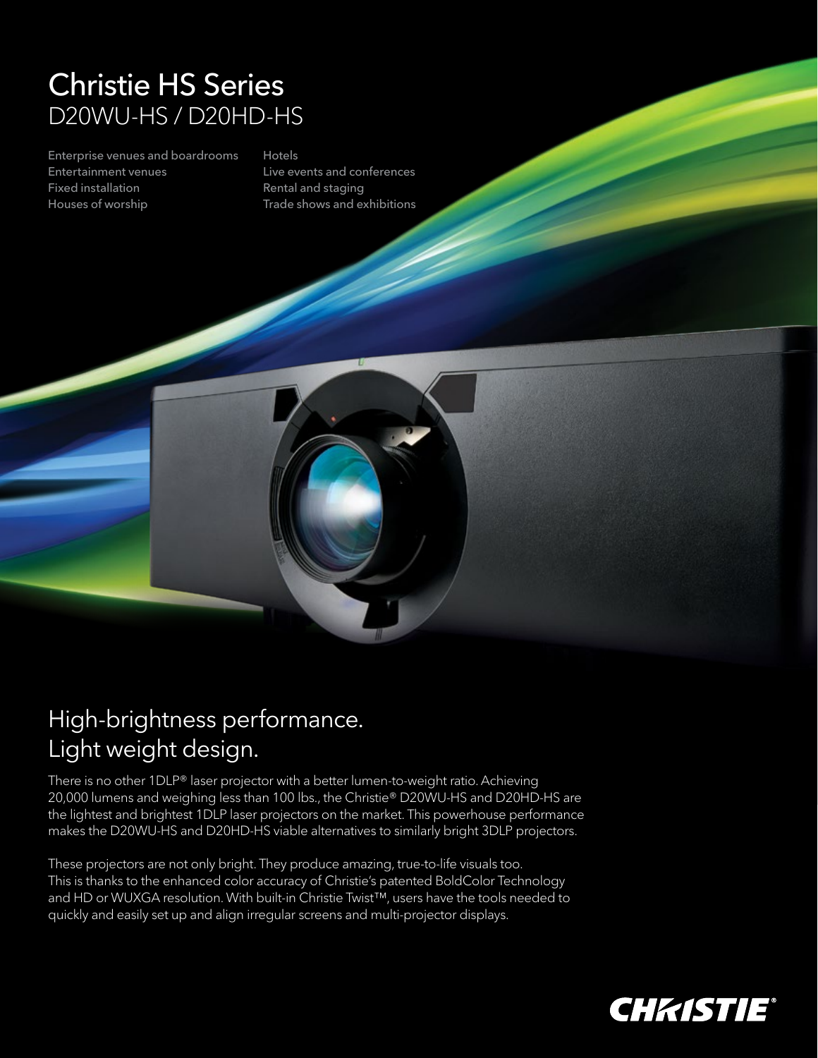# Christie HS Series
## D20WU-HS / D20HD-HS

- Enterprise venues and boardrooms
- Entertainment venues
- Fixed installation
- Houses of worship
- Hotels
- Live events and conferences
- Rental and staging
- Trade shows and exhibitions

## High-brightness performance. Light weight design.

There is no other 1DLP® laser projector with a better lumen-to-weight ratio. Achieving 20,000 lumens and weighing less than 100 lbs., the Christie® D20WU-HS and D20HD-HS are the lightest and brightest 1DLP laser projectors on the market. This powerhouse performance makes the D20WU-HS and D20HD-HS viable alternatives to similarly bright 3DLP projectors.

These projectors are not only bright. They produce amazing, true-to-life visuals too. This is thanks to the enhanced color accuracy of Christie's patented BoldColor Technology and HD or WUXGA resolution. With built-in Christie Twist™, users have the tools needed to quickly and easily set up and align irregular screens and multi-projector displays.

CHRISTIE®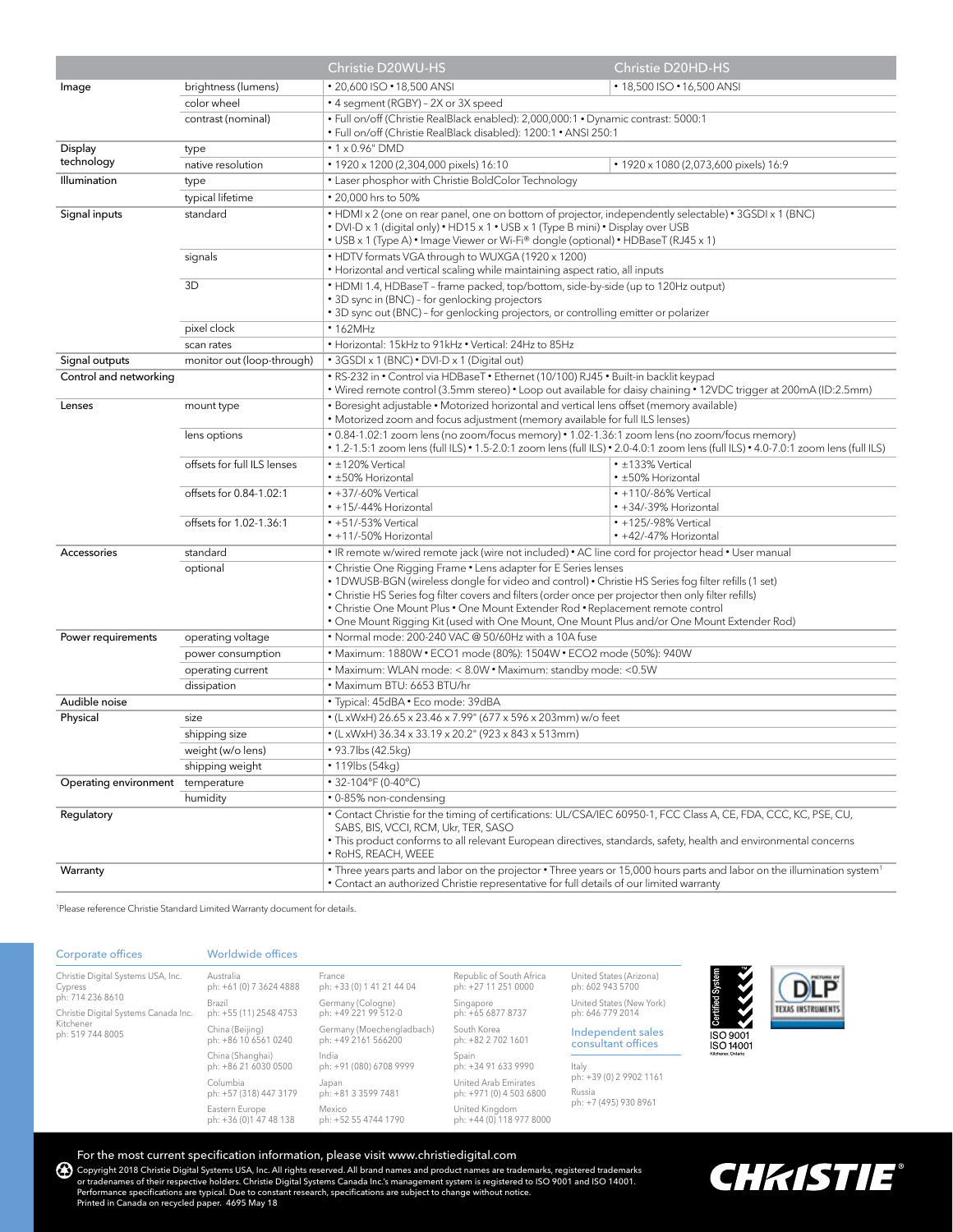| | | Christie D20WU-HS | Christie D20HD-HS |
|---|---|---|---|
| Image | brightness (lumens) | • 20,600 ISO • 18,500 ANSI | • 18,500 ISO • 16,500 ANSI |
| | color wheel | • 4 segment (RGBY) – 2X or 3X speed | |
| | contrast (nominal) | • Full on/off (Christie RealBlack enabled): 2,000,000:1 • Dynamic contrast: 5000:1<br>• Full on/off (Christie RealBlack disabled): 1200:1 • ANSI 250:1 | |
| Display technology | type | • 1 x 0.96" DMD | |
| | native resolution | • 1920 x 1200 (2,304,000 pixels) 16:10 | • 1920 x 1080 (2,073,600 pixels) 16:9 |
| Illumination | type | • Laser phosphor with Christie BoldColor Technology | |
| | typical lifetime | • 20,000 hrs to 50% | |
| Signal inputs | standard | • HDMI x 2 (one on rear panel, one on bottom of projector, independently selectable) • 3GSDI x 1 (BNC)<br>• DVI-D x 1 (digital only) • HD15 x 1 • USB x 1 (Type B mini) • Display over USB<br>• USB x 1 (Type A) • Image Viewer or Wi-Fi® dongle (optional) • HDBaseT (RJ45 x 1) | |
| | signals | • HDTV formats VGA through to WUXGA (1920 x 1200)<br>• Horizontal and vertical scaling while maintaining aspect ratio, all inputs | |
| | 3D | • HDMI 1.4, HDBaseT – frame packed, top/bottom, side-by-side (up to 120Hz output)<br>• 3D sync in (BNC) – for genlocking projectors<br>• 3D sync out (BNC) – for genlocking projectors, or controlling emitter or polarizer | |
| | pixel clock | • 162MHz | |
| | scan rates | • Horizontal: 15kHz to 91kHz • Vertical: 24Hz to 85Hz | |
| Signal outputs | monitor out (loop-through) | • 3GSDI x 1 (BNC) • DVI-D x 1 (Digital out) | |
| Control and networking | | • RS-232 in • Control via HDBaseT • Ethernet (10/100) RJ45 • Built-in backlit keypad<br>• Wired remote control (3.5mm stereo) • Loop out available for daisy chaining • 12VDC trigger at 200mA (ID:2.5mm) | |
| Lenses | mount type | • Boresight adjustable • Motorized horizontal and vertical lens offset (memory available)<br>• Motorized zoom and focus adjustment (memory available for full ILS lenses) | |
| | lens options | • 0.84-1.02:1 zoom lens (no zoom/focus memory) • 1.02-1.36:1 zoom lens (no zoom/focus memory)<br>• 1.2-1.5:1 zoom lens (full ILS) • 1.5-2.0:1 zoom lens (full ILS) • 2.0-4.0:1 zoom lens (full ILS) • 4.0-7.0:1 zoom lens (full ILS) | |
| | offsets for full ILS lenses | • ±120% Vertical<br>• ±50% Horizontal | • ±133% Vertical<br>• ±50% Horizontal |
| | offsets for 0.84-1.02:1 | • +37/-60% Vertical<br>• +15/-44% Horizontal | • +110/-86% Vertical<br>• +34/-39% Horizontal |
| | offsets for 1.02-1.36:1 | • +51/-53% Vertical<br>• +11/-50% Horizontal | • +125/-98% Vertical<br>• +42/-47% Horizontal |
| Accessories | standard | • IR remote w/wired remote jack (wire not included) • AC line cord for projector head • User manual | |
| | optional | • Christie One Rigging Frame • Lens adapter for E Series lenses<br>• 1DWUSB-BGN (wireless dongle for video and control) • Christie HS Series fog filter refills (1 set)<br>• Christie HS Series fog filter covers and filters (order once per projector then only filter refills)<br>• Christie One Mount Plus • One Mount Extender Rod • Replacement remote control<br>• One Mount Rigging Kit (used with One Mount, One Mount Plus and/or One Mount Extender Rod) | |
| Power requirements | operating voltage | • Normal mode: 200-240 VAC @ 50/60Hz with a 10A fuse | |
| | power consumption | • Maximum: 1880W • ECO1 mode (80%): 1504W • ECO2 mode (50%): 940W | |
| | operating current | • Maximum: WLAN mode: < 8.0W • Maximum: standby mode: <0.5W | |
| | dissipation | • Maximum BTU: 6653 BTU/hr | |
| Audible noise | | • Typical: 45dBA • Eco mode: 39dBA | |
| Physical | size | • (LxWxH) 26.65 x 23.46 x 7.99" (677 x 596 x 203mm) w/o feet | |
| | shipping size | • (LxWxH) 36.34 x 33.19 x 20.2" (923 x 843 x 513mm) | |
| | weight (w/o lens) | • 93.7lbs (42.5kg) | |
| | shipping weight | • 119lbs (54kg) | |
| Operating environment | temperature | • 32-104°F (0-40°C) | |
| | humidity | • 0-85% non-condensing | |
| Regulatory | | • Contact Christie for the timing of certifications: UL/CSA/IEC 60950-1, FCC Class A, CE, FDA, CCC, KC, PSE, CU, SABS, BIS, VCCI, RCM, Ukr, TER, SASO<br>• This product conforms to all relevant European directives, standards, safety, health and environmental concerns<br>• RoHS, REACH, WEEE | |
| Warranty | | • Three years parts and labor on the projector • Three years or 15,000 hours parts and labor on the illumination system[1]<br>• Contact an authorized Christie representative for full details of our limited warranty | |

[1]Please reference Christie Standard Limited Warranty document for details.

**Corporate offices**

Christie Digital Systems USA, Inc.
Cypress
ph: 714 236 8610

Christie Digital Systems Canada Inc.
Kitchener
ph: 519 744 8005

**Worldwide offices**

Australia
ph: +61 (0) 7 3624 4888

Brazil
ph: +55 (11) 2548 4753

China (Beijing)
ph: +86 10 6561 0240

China (Shanghai)
ph: +86 21 6030 0500

Columbia
ph: +57 (318) 447 3179

Eastern Europe
ph: +36 (0)1 47 48 138

France
ph: +33 (0) 1 41 21 44 04

Germany (Cologne)
ph: +49 221 99 512-0

Germany (Moechengladbach)
ph: +49 2161 566200

India
ph: +91 (080) 6708 9999

Japan
ph: +81 3 3599 7481

Mexico
ph: +52 55 4744 1790

Republic of South Africa
ph: +27 11 251 0000

Singapore
ph: +65 6877 8737

South Korea
ph: +82 2 702 1601

Spain
ph: +34 91 633 9990

United Arab Emirates
ph: +971 (0) 4 503 6800

United Kingdom
ph: +44 (0) 118 977 8000

United States (Arizona)
ph: 602 943 5700

United States (New York)
ph: 646 779 2014

**Independent sales consultant offices**

Italy
ph: +39 (0) 2 9902 1161

Russia
ph: +7 (495) 930 8961

Certified System ISO 9001 ISO 14001 Kitchener, Ontario

DLP TEXAS INSTRUMENTS

For the most current specification information, please visit www.christiedigital.com

Copyright 2018 Christie Digital Systems USA, Inc. All rights reserved. All brand names and product names are trademarks, registered trademarks or tradenames of their respective holders. Christie Digital Systems Canada Inc.'s management system is registered to ISO 9001 and ISO 14001. Performance specifications are typical. Due to constant research, specifications are subject to change without notice.
Printed in Canada on recycled paper. 4695 May 18

CHRISTIE®